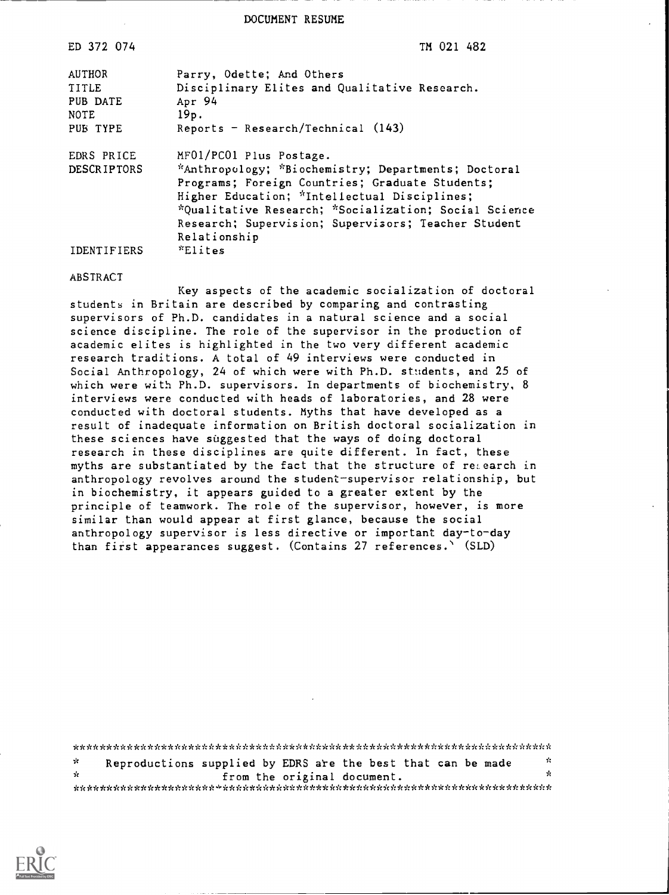DOCUMENT RESUME

| | |
|---|---|
| ED 372 074 | TM 021 482 |
| AUTHOR | Parry, Odette; And Others |
| TITLE | Disciplinary Elites and Qualitative Research. |
| PUB DATE | Apr 94 |
| NOTE | 19p. |
| PUB TYPE | Reports - Research/Technical (143) |
| EDRS PRICE | MF01/PC01 Plus Postage. |
| DESCRIPTORS | *Anthropology; *Biochemistry; Departments; Doctoral Programs; Foreign Countries; Graduate Students; Higher Education; *Intellectual Disciplines; *Qualitative Research; *Socialization; Social Science Research; Supervision; Supervisors; Teacher Student Relationship |
| IDENTIFIERS | *Elites |

ABSTRACT

Key aspects of the academic socialization of doctoral students in Britain are described by comparing and contrasting supervisors of Ph.D. candidates in a natural science and a social science discipline. The role of the supervisor in the production of academic elites is highlighted in the two very different academic research traditions. A total of 49 interviews were conducted in Social Anthropology, 24 of which were with Ph.D. students, and 25 of which were with Ph.D. supervisors. In departments of biochemistry, 8 interviews were conducted with heads of laboratories, and 28 were conducted with doctoral students. Myths that have developed as a result of inadequate information on British doctoral socialization in these sciences have suggested that the ways of doing doctoral research in these disciplines are quite different. In fact, these myths are substantiated by the fact that the structure of research in anthropology revolves around the student-supervisor relationship, but in biochemistry, it appears guided to a greater extent by the principle of teamwork. The role of the supervisor, however, is more similar than would appear at first glance, because the social anthropology supervisor is less directive or important day-to-day than first appearances suggest. (Contains 27 references.) (SLD)

***********************************************************************
* Reproductions supplied by EDRS are the best that can be made *
* from the original document. *
***********************************************************************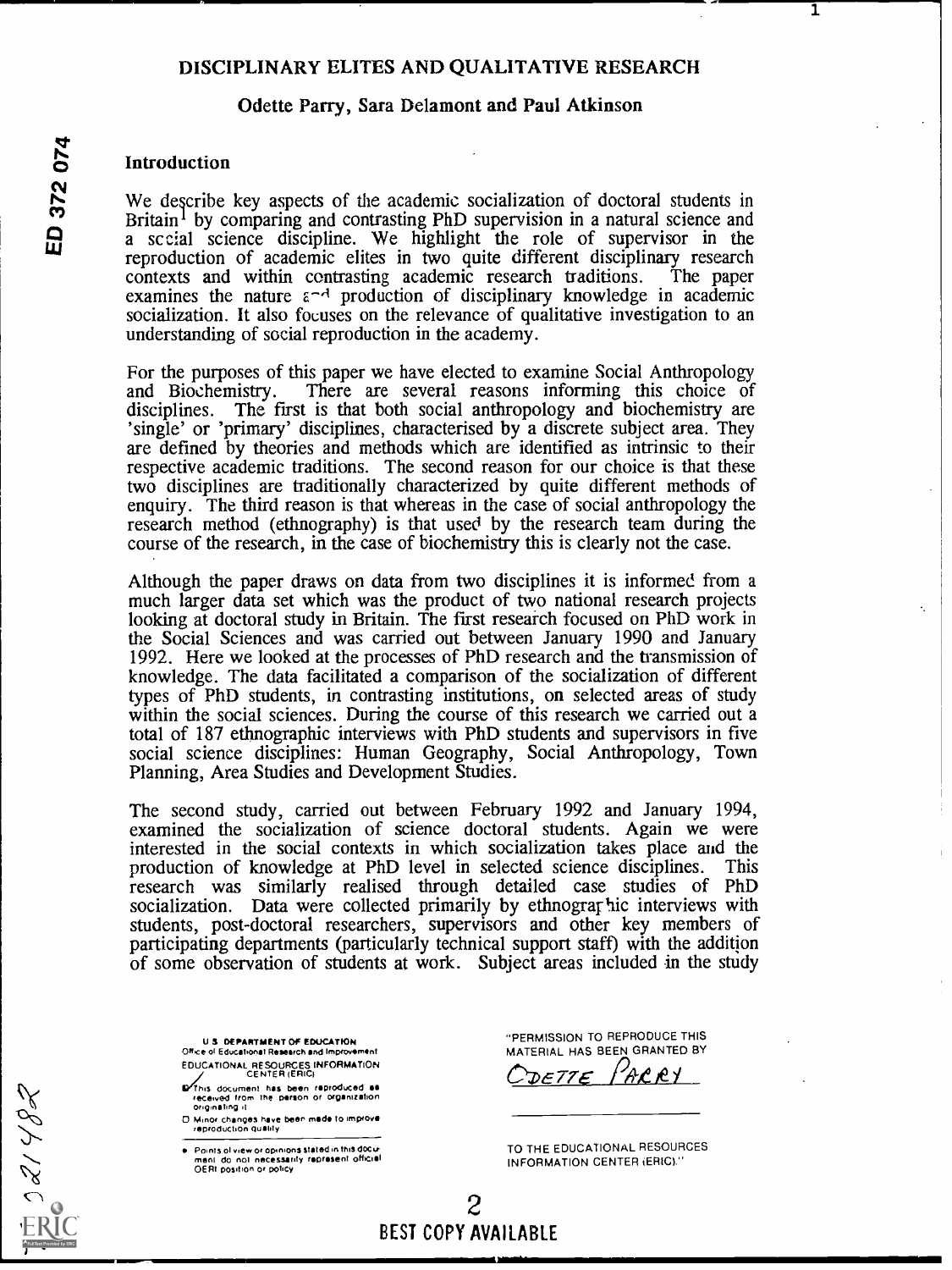# DISCIPLINARY ELITES AND QUALITATIVE RESEARCH

**Odette Parry, Sara Delamont and Paul Atkinson**

## Introduction

We describe key aspects of the academic socialization of doctoral students in Britain[1] by comparing and contrasting PhD supervision in a natural science and a social science discipline. We highlight the role of supervisor in the reproduction of academic elites in two quite different disciplinary research contexts and within contrasting academic research traditions. The paper examines the nature and production of disciplinary knowledge in academic socialization. It also focuses on the relevance of qualitative investigation to an understanding of social reproduction in the academy.

For the purposes of this paper we have elected to examine Social Anthropology and Biochemistry. There are several reasons informing this choice of disciplines. The first is that both social anthropology and biochemistry are 'single' or 'primary' disciplines, characterised by a discrete subject area. They are defined by theories and methods which are identified as intrinsic to their respective academic traditions. The second reason for our choice is that these two disciplines are traditionally characterized by quite different methods of enquiry. The third reason is that whereas in the case of social anthropology the research method (ethnography) is that used by the research team during the course of the research, in the case of biochemistry this is clearly not the case.

Although the paper draws on data from two disciplines it is informed from a much larger data set which was the product of two national research projects looking at doctoral study in Britain. The first research focused on PhD work in the Social Sciences and was carried out between January 1990 and January 1992. Here we looked at the processes of PhD research and the transmission of knowledge. The data facilitated a comparison of the socialization of different types of PhD students, in contrasting institutions, on selected areas of study within the social sciences. During the course of this research we carried out a total of 187 ethnographic interviews with PhD students and supervisors in five social science disciplines: Human Geography, Social Anthropology, Town Planning, Area Studies and Development Studies.

The second study, carried out between February 1992 and January 1994, examined the socialization of science doctoral students. Again we were interested in the social contexts in which socialization takes place and the production of knowledge at PhD level in selected science disciplines. This research was similarly realised through detailed case studies of PhD socialization. Data were collected primarily by ethnographic interviews with students, post-doctoral researchers, supervisors and other key members of participating departments (particularly technical support staff) with the addition of some observation of students at work. Subject areas included in the study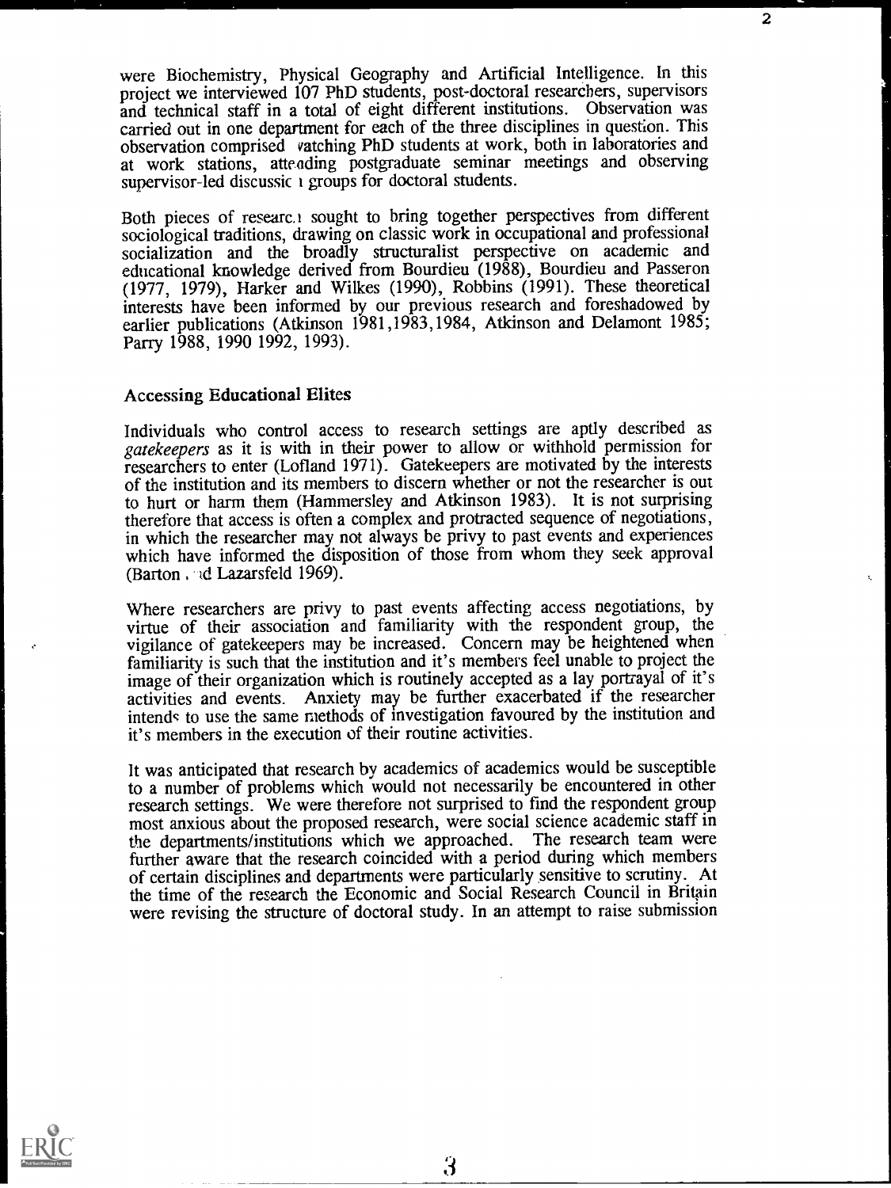were Biochemistry, Physical Geography and Artificial Intelligence. In this project we interviewed 107 PhD students, post-doctoral researchers, supervisors and technical staff in a total of eight different institutions. Observation was carried out in one department for each of the three disciplines in question. This observation comprised watching PhD students at work, both in laboratories and at work stations, attending postgraduate seminar meetings and observing supervisor-led discussion groups for doctoral students.

Both pieces of research sought to bring together perspectives from different sociological traditions, drawing on classic work in occupational and professional socialization and the broadly structuralist perspective on academic and educational knowledge derived from Bourdieu (1988), Bourdieu and Passeron (1977, 1979), Harker and Wilkes (1990), Robbins (1991). These theoretical interests have been informed by our previous research and foreshadowed by earlier publications (Atkinson 1981,1983,1984, Atkinson and Delamont 1985; Parry 1988, 1990 1992, 1993).

## Accessing Educational Elites

Individuals who control access to research settings are aptly described as *gatekeepers* as it is with in their power to allow or withhold permission for researchers to enter (Lofland 1971). Gatekeepers are motivated by the interests of the institution and its members to discern whether or not the researcher is out to hurt or harm them (Hammersley and Atkinson 1983). It is not surprising therefore that access is often a complex and protracted sequence of negotiations, in which the researcher may not always be privy to past events and experiences which have informed the disposition of those from whom they seek approval (Barton and Lazarsfeld 1969).

Where researchers are privy to past events affecting access negotiations, by virtue of their association and familiarity with the respondent group, the vigilance of gatekeepers may be increased. Concern may be heightened when familiarity is such that the institution and it's members feel unable to project the image of their organization which is routinely accepted as a lay portrayal of it's activities and events. Anxiety may be further exacerbated if the researcher intends to use the same methods of investigation favoured by the institution and it's members in the execution of their routine activities.

It was anticipated that research by academics of academics would be susceptible to a number of problems which would not necessarily be encountered in other research settings. We were therefore not surprised to find the respondent group most anxious about the proposed research, were social science academic staff in the departments/institutions which we approached. The research team were further aware that the research coincided with a period during which members of certain disciplines and departments were particularly sensitive to scrutiny. At the time of the research the Economic and Social Research Council in Britain were revising the structure of doctoral study. In an attempt to raise submission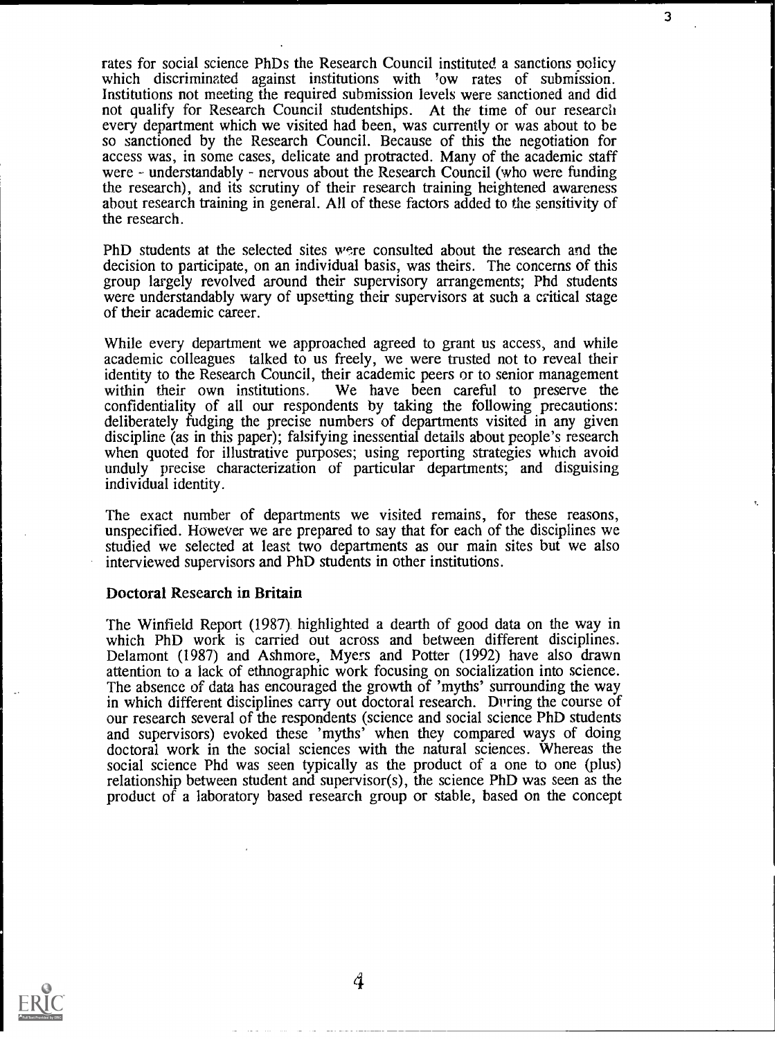rates for social science PhDs the Research Council instituted a sanctions policy which discriminated against institutions with low rates of submission. Institutions not meeting the required submission levels were sanctioned and did not qualify for Research Council studentships. At the time of our research every department which we visited had been, was currently or was about to be so sanctioned by the Research Council. Because of this the negotiation for access was, in some cases, delicate and protracted. Many of the academic staff were - understandably - nervous about the Research Council (who were funding the research), and its scrutiny of their research training heightened awareness about research training in general. All of these factors added to the sensitivity of the research.

PhD students at the selected sites were consulted about the research and the decision to participate, on an individual basis, was theirs. The concerns of this group largely revolved around their supervisory arrangements; Phd students were understandably wary of upsetting their supervisors at such a critical stage of their academic career.

While every department we approached agreed to grant us access, and while academic colleagues talked to us freely, we were trusted not to reveal their identity to the Research Council, their academic peers or to senior management within their own institutions. We have been careful to preserve the confidentiality of all our respondents by taking the following precautions: deliberately fudging the precise numbers of departments visited in any given discipline (as in this paper); falsifying inessential details about people's research when quoted for illustrative purposes; using reporting strategies which avoid unduly precise characterization of particular departments; and disguising individual identity.

The exact number of departments we visited remains, for these reasons, unspecified. However we are prepared to say that for each of the disciplines we studied we selected at least two departments as our main sites but we also interviewed supervisors and PhD students in other institutions.

## Doctoral Research in Britain

The Winfield Report (1987) highlighted a dearth of good data on the way in which PhD work is carried out across and between different disciplines. Delamont (1987) and Ashmore, Myers and Potter (1992) have also drawn attention to a lack of ethnographic work focusing on socialization into science. The absence of data has encouraged the growth of 'myths' surrounding the way in which different disciplines carry out doctoral research. During the course of our research several of the respondents (science and social science PhD students and supervisors) evoked these 'myths' when they compared ways of doing doctoral work in the social sciences with the natural sciences. Whereas the social science Phd was seen typically as the product of a one to one (plus) relationship between student and supervisor(s), the science PhD was seen as the product of a laboratory based research group or stable, based on the concept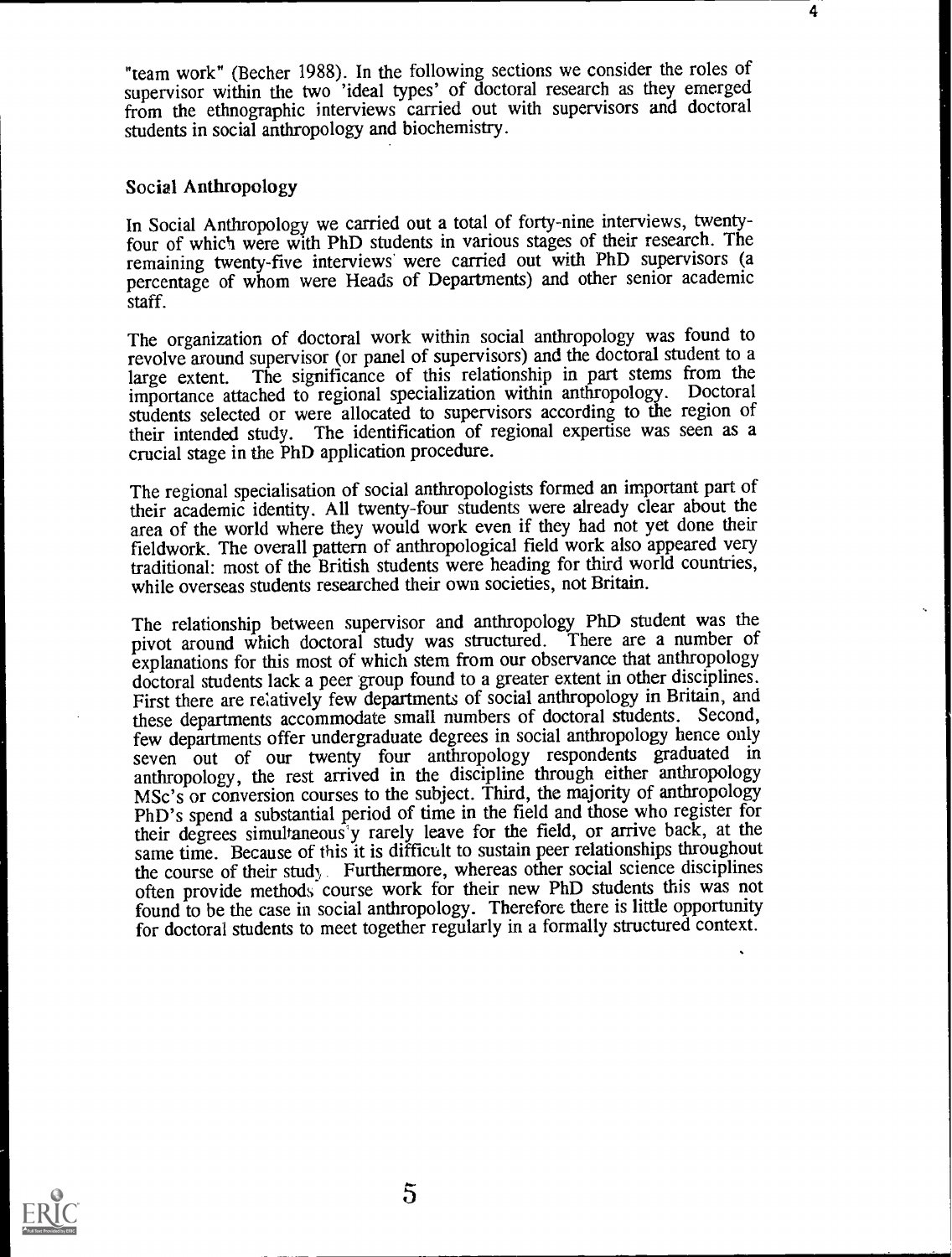"team work" (Becher 1988). In the following sections we consider the roles of supervisor within the two 'ideal types' of doctoral research as they emerged from the ethnographic interviews carried out with supervisors and doctoral students in social anthropology and biochemistry.

## Social Anthropology

In Social Anthropology we carried out a total of forty-nine interviews, twenty-four of which were with PhD students in various stages of their research. The remaining twenty-five interviews were carried out with PhD supervisors (a percentage of whom were Heads of Departments) and other senior academic staff.

The organization of doctoral work within social anthropology was found to revolve around supervisor (or panel of supervisors) and the doctoral student to a large extent. The significance of this relationship in part stems from the importance attached to regional specialization within anthropology. Doctoral students selected or were allocated to supervisors according to the region of their intended study. The identification of regional expertise was seen as a crucial stage in the PhD application procedure.

The regional specialisation of social anthropologists formed an important part of their academic identity. All twenty-four students were already clear about the area of the world where they would work even if they had not yet done their fieldwork. The overall pattern of anthropological field work also appeared very traditional: most of the British students were heading for third world countries, while overseas students researched their own societies, not Britain.

The relationship between supervisor and anthropology PhD student was the pivot around which doctoral study was structured. There are a number of explanations for this most of which stem from our observance that anthropology doctoral students lack a peer group found to a greater extent in other disciplines. First there are relatively few departments of social anthropology in Britain, and these departments accommodate small numbers of doctoral students. Second, few departments offer undergraduate degrees in social anthropology hence only seven out of our twenty four anthropology respondents graduated in anthropology, the rest arrived in the discipline through either anthropology MSc's or conversion courses to the subject. Third, the majority of anthropology PhD's spend a substantial period of time in the field and those who register for their degrees simultaneously rarely leave for the field, or arrive back, at the same time. Because of this it is difficult to sustain peer relationships throughout the course of their study. Furthermore, whereas other social science disciplines often provide methods course work for their new PhD students this was not found to be the case in social anthropology. Therefore there is little opportunity for doctoral students to meet together regularly in a formally structured context.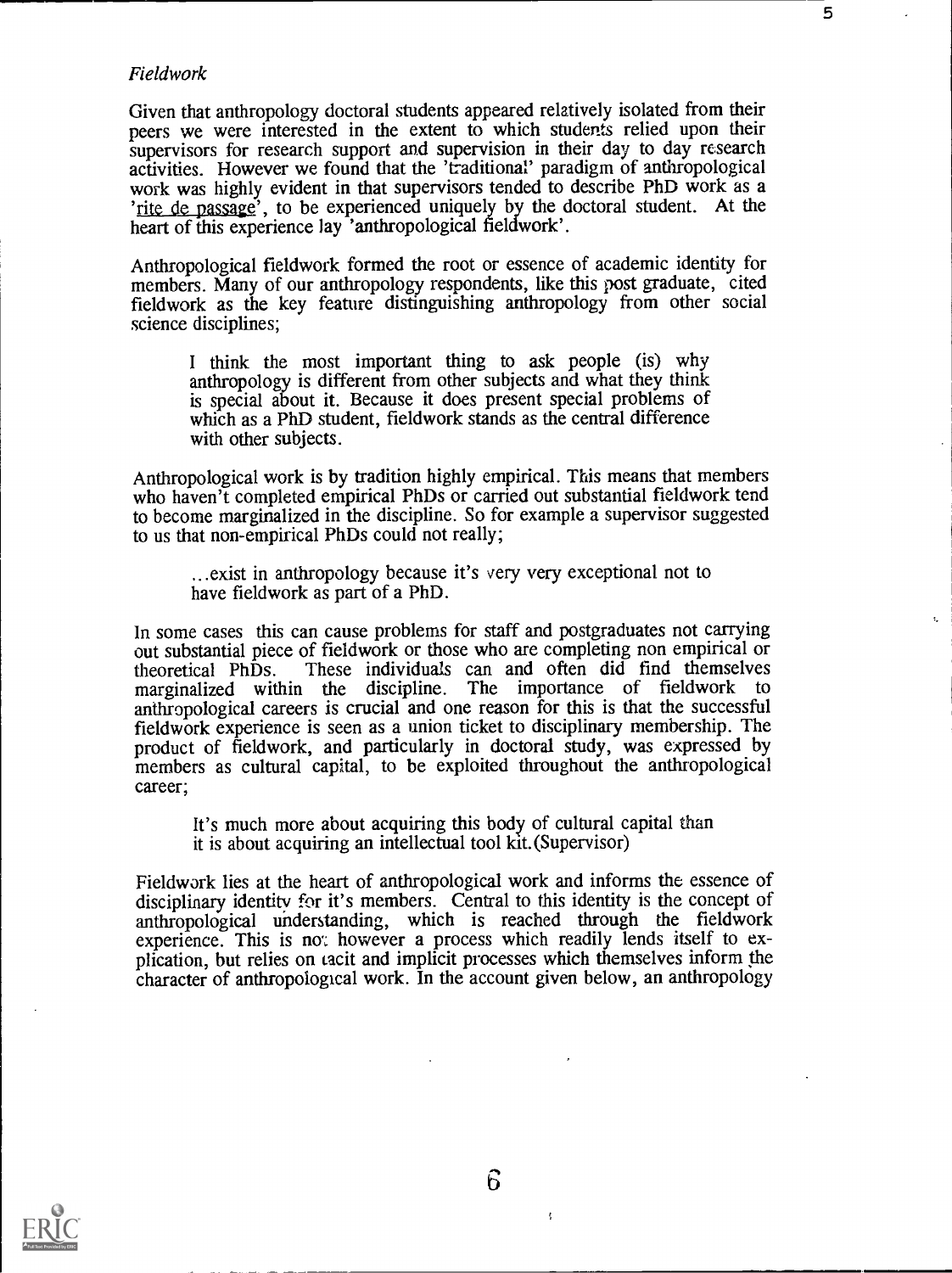*Fieldwork*

Given that anthropology doctoral students appeared relatively isolated from their peers we were interested in the extent to which students relied upon their supervisors for research support and supervision in their day to day research activities. However we found that the 'traditional' paradigm of anthropological work was highly evident in that supervisors tended to describe PhD work as a '<u>rite de passage</u>', to be experienced uniquely by the doctoral student. At the heart of this experience lay 'anthropological fieldwork'.

Anthropological fieldwork formed the root or essence of academic identity for members. Many of our anthropology respondents, like this post graduate, cited fieldwork as the key feature distinguishing anthropology from other social science disciplines;

> I think the most important thing to ask people (is) why anthropology is different from other subjects and what they think is special about it. Because it does present special problems of which as a PhD student, fieldwork stands as the central difference with other subjects.

Anthropological work is by tradition highly empirical. This means that members who haven't completed empirical PhDs or carried out substantial fieldwork tend to become marginalized in the discipline. So for example a supervisor suggested to us that non-empirical PhDs could not really;

> ...exist in anthropology because it's very very exceptional not to have fieldwork as part of a PhD.

In some cases this can cause problems for staff and postgraduates not carrying out substantial piece of fieldwork or those who are completing non empirical or theoretical PhDs. These individuals can and often did find themselves marginalized within the discipline. The importance of fieldwork to anthropological careers is crucial and one reason for this is that the successful fieldwork experience is seen as a union ticket to disciplinary membership. The product of fieldwork, and particularly in doctoral study, was expressed by members as cultural capital, to be exploited throughout the anthropological career;

> It's much more about acquiring this body of cultural capital than it is about acquiring an intellectual tool kit.(Supervisor)

Fieldwork lies at the heart of anthropological work and informs the essence of disciplinary identity for it's members. Central to this identity is the concept of anthropological understanding, which is reached through the fieldwork experience. This is not however a process which readily lends itself to explication, but relies on tacit and implicit processes which themselves inform the character of anthropological work. In the account given below, an anthropology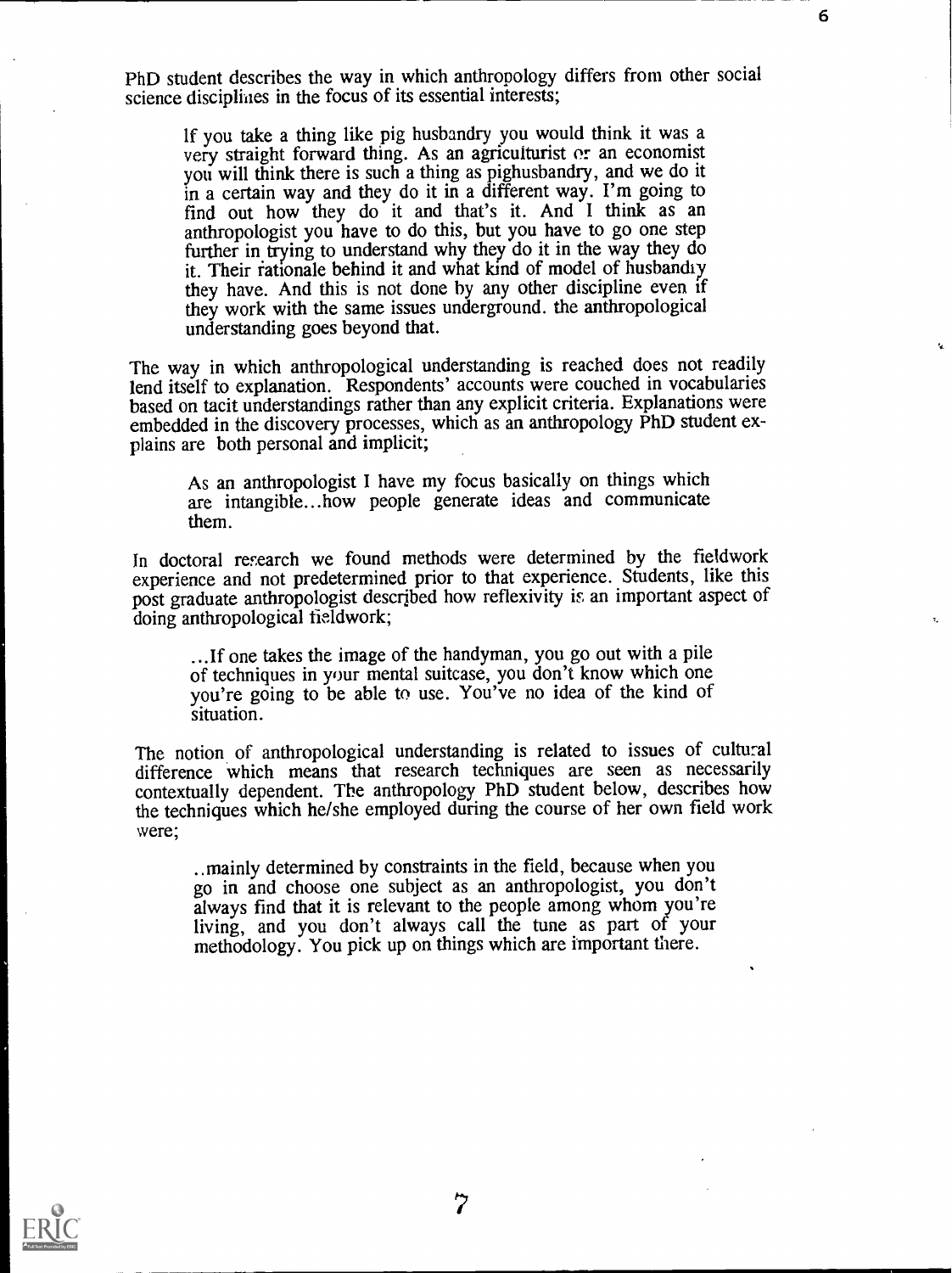PhD student describes the way in which anthropology differs from other social science disciplines in the focus of its essential interests;

> If you take a thing like pig husbandry you would think it was a very straight forward thing. As an agriculturist or an economist you will think there is such a thing as pighusbandry, and we do it in a certain way and they do it in a different way. I'm going to find out how they do it and that's it. And I think as an anthropologist you have to do this, but you have to go one step further in trying to understand why they do it in the way they do it. Their rationale behind it and what kind of model of husbandry they have. And this is not done by any other discipline even if they work with the same issues underground. the anthropological understanding goes beyond that.

The way in which anthropological understanding is reached does not readily lend itself to explanation. Respondents' accounts were couched in vocabularies based on tacit understandings rather than any explicit criteria. Explanations were embedded in the discovery processes, which as an anthropology PhD student explains are both personal and implicit;

> As an anthropologist I have my focus basically on things which are intangible...how people generate ideas and communicate them.

In doctoral research we found methods were determined by the fieldwork experience and not predetermined prior to that experience. Students, like this post graduate anthropologist described how reflexivity is an important aspect of doing anthropological fieldwork;

> ...If one takes the image of the handyman, you go out with a pile of techniques in your mental suitcase, you don't know which one you're going to be able to use. You've no idea of the kind of situation.

The notion of anthropological understanding is related to issues of cultural difference which means that research techniques are seen as necessarily contextually dependent. The anthropology PhD student below, describes how the techniques which he/she employed during the course of her own field work were;

> ..mainly determined by constraints in the field, because when you go in and choose one subject as an anthropologist, you don't always find that it is relevant to the people among whom you're living, and you don't always call the tune as part of your methodology. You pick up on things which are important there.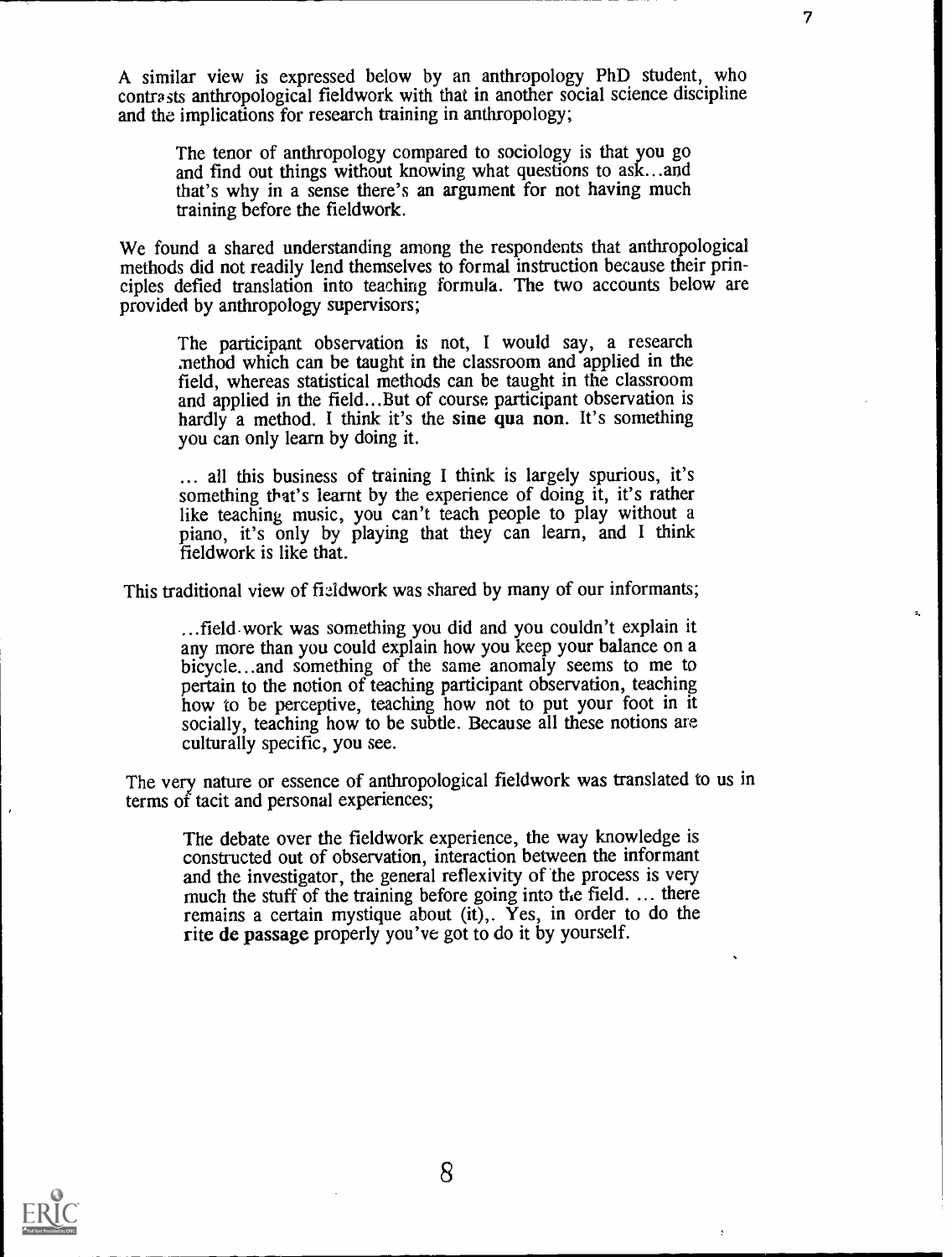A similar view is expressed below by an anthropology PhD student, who contrasts anthropological fieldwork with that in another social science discipline and the implications for research training in anthropology;

> The tenor of anthropology compared to sociology is that you go and find out things without knowing what questions to ask...and that's why in a sense there's an argument for not having much training before the fieldwork.

We found a shared understanding among the respondents that anthropological methods did not readily lend themselves to formal instruction because their principles defied translation into teaching formula. The two accounts below are provided by anthropology supervisors;

> The participant observation is not, I would say, a research method which can be taught in the classroom and applied in the field, whereas statistical methods can be taught in the classroom and applied in the field...But of course participant observation is hardly a method. I think it's the **sine qua non**. It's something you can only learn by doing it.

> ... all this business of training I think is largely spurious, it's something that's learnt by the experience of doing it, it's rather like teaching music, you can't teach people to play without a piano, it's only by playing that they can learn, and I think fieldwork is like that.

This traditional view of fieldwork was shared by many of our informants;

> ...field-work was something you did and you couldn't explain it any more than you could explain how you keep your balance on a bicycle...and something of the same anomaly seems to me to pertain to the notion of teaching participant observation, teaching how to be perceptive, teaching how not to put your foot in it socially, teaching how to be subtle. Because all these notions are culturally specific, you see.

The very nature or essence of anthropological fieldwork was translated to us in terms of tacit and personal experiences;

> The debate over the fieldwork experience, the way knowledge is constructed out of observation, interaction between the informant and the investigator, the general reflexivity of the process is very much the stuff of the training before going into the field. ... there remains a certain mystique about (it),. Yes, in order to do the **rite de passage** properly you've got to do it by yourself.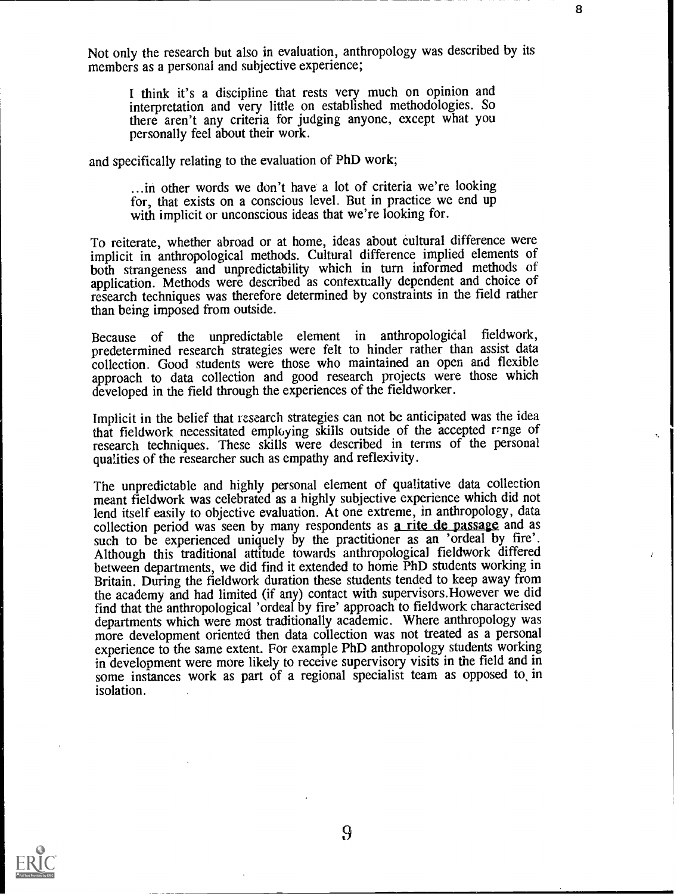Not only the research but also in evaluation, anthropology was described by its members as a personal and subjective experience;

> I think it's a discipline that rests very much on opinion and interpretation and very little on established methodologies. So there aren't any criteria for judging anyone, except what you personally feel about their work.

and specifically relating to the evaluation of PhD work;

> ...in other words we don't have a lot of criteria we're looking for, that exists on a conscious level. But in practice we end up with implicit or unconscious ideas that we're looking for.

To reiterate, whether abroad or at home, ideas about cultural difference were implicit in anthropological methods. Cultural difference implied elements of both strangeness and unpredictability which in turn informed methods of application. Methods were described as contextually dependent and choice of research techniques was therefore determined by constraints in the field rather than being imposed from outside.

Because of the unpredictable element in anthropological fieldwork, predetermined research strategies were felt to hinder rather than assist data collection. Good students were those who maintained an open and flexible approach to data collection and good research projects were those which developed in the field through the experiences of the fieldworker.

Implicit in the belief that research strategies can not be anticipated was the idea that fieldwork necessitated employing skills outside of the accepted range of research techniques. These skills were described in terms of the personal qualities of the researcher such as empathy and reflexivity.

The unpredictable and highly personal element of qualitative data collection meant fieldwork was celebrated as a highly subjective experience which did not lend itself easily to objective evaluation. At one extreme, in anthropology, data collection period was seen by many respondents as <u>a rite de passage</u> and as such to be experienced uniquely by the practitioner as an 'ordeal by fire'. Although this traditional attitude towards anthropological fieldwork differed between departments, we did find it extended to home PhD students working in Britain. During the fieldwork duration these students tended to keep away from the academy and had limited (if any) contact with supervisors.However we did find that the anthropological 'ordeal by fire' approach to fieldwork characterised departments which were most traditionally academic. Where anthropology was more development oriented then data collection was not treated as a personal experience to the same extent. For example PhD anthropology students working in development were more likely to receive supervisory visits in the field and in some instances work as part of a regional specialist team as opposed to in isolation.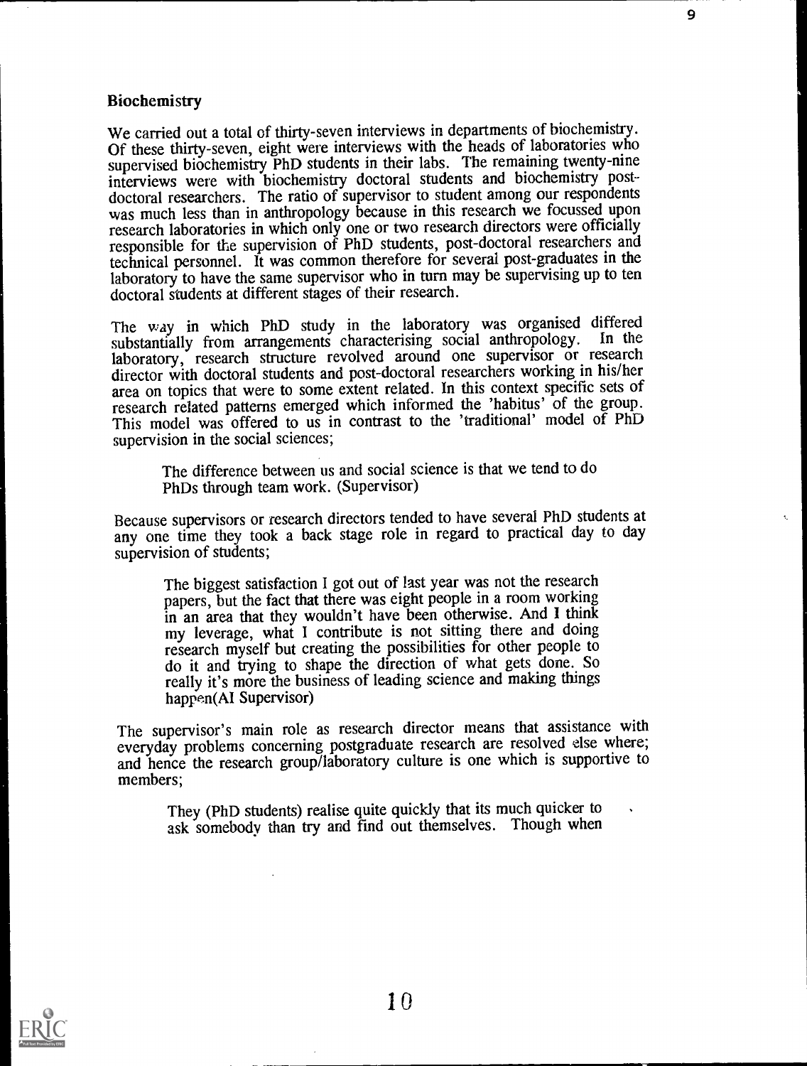## Biochemistry

We carried out a total of thirty-seven interviews in departments of biochemistry. Of these thirty-seven, eight were interviews with the heads of laboratories who supervised biochemistry PhD students in their labs. The remaining twenty-nine interviews were with biochemistry doctoral students and biochemistry post-doctoral researchers. The ratio of supervisor to student among our respondents was much less than in anthropology because in this research we focussed upon research laboratories in which only one or two research directors were officially responsible for the supervision of PhD students, post-doctoral researchers and technical personnel. It was common therefore for several post-graduates in the laboratory to have the same supervisor who in turn may be supervising up to ten doctoral students at different stages of their research.

The way in which PhD study in the laboratory was organised differed substantially from arrangements characterising social anthropology. In the laboratory, research structure revolved around one supervisor or research director with doctoral students and post-doctoral researchers working in his/her area on topics that were to some extent related. In this context specific sets of research related patterns emerged which informed the 'habitus' of the group. This model was offered to us in contrast to the 'traditional' model of PhD supervision in the social sciences;

> The difference between us and social science is that we tend to do PhDs through team work. (Supervisor)

Because supervisors or research directors tended to have several PhD students at any one time they took a back stage role in regard to practical day to day supervision of students;

> The biggest satisfaction I got out of last year was not the research papers, but the fact that there was eight people in a room working in an area that they wouldn't have been otherwise. And I think my leverage, what I contribute is not sitting there and doing research myself but creating the possibilities for other people to do it and trying to shape the direction of what gets done. So really it's more the business of leading science and making things happen(AI Supervisor)

The supervisor's main role as research director means that assistance with everyday problems concerning postgraduate research are resolved else where; and hence the research group/laboratory culture is one which is supportive to members;

> They (PhD students) realise quite quickly that its much quicker to ask somebody than try and find out themselves. Though when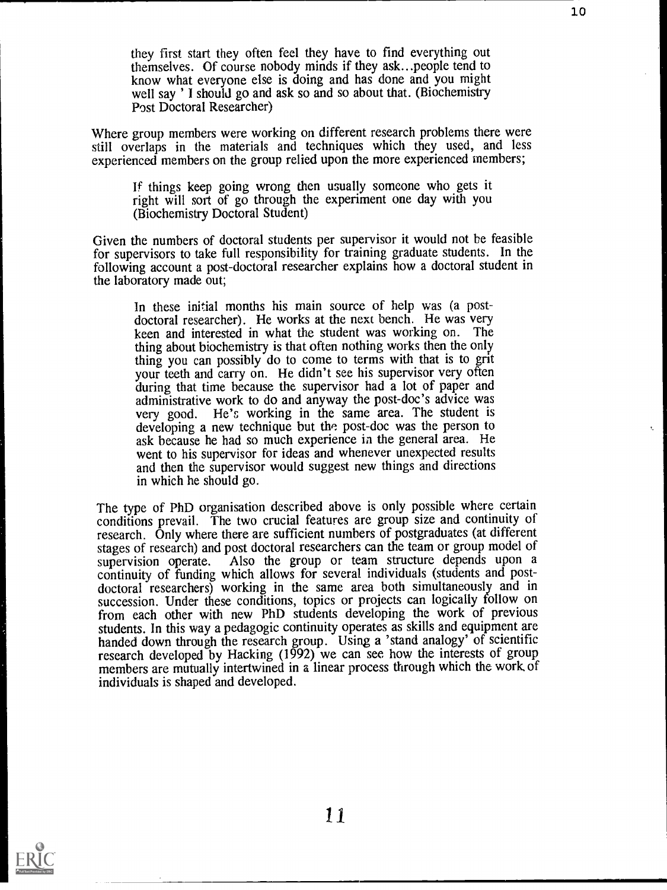they first start they often feel they have to find everything out themselves. Of course nobody minds if they ask...people tend to know what everyone else is doing and has done and you might well say ' I should go and ask so and so about that. (Biochemistry Post Doctoral Researcher)

Where group members were working on different research problems there were still overlaps in the materials and techniques which they used, and less experienced members on the group relied upon the more experienced members;

> If things keep going wrong then usually someone who gets it right will sort of go through the experiment one day with you (Biochemistry Doctoral Student)

Given the numbers of doctoral students per supervisor it would not be feasible for supervisors to take full responsibility for training graduate students. In the following account a post-doctoral researcher explains how a doctoral student in the laboratory made out;

> In these initial months his main source of help was (a post-doctoral researcher). He works at the next bench. He was very keen and interested in what the student was working on. The thing about biochemistry is that often nothing works then the only thing you can possibly do to come to terms with that is to grit your teeth and carry on. He didn't see his supervisor very often during that time because the supervisor had a lot of paper and administrative work to do and anyway the post-doc's advice was very good. He's working in the same area. The student is developing a new technique but the post-doc was the person to ask because he had so much experience in the general area. He went to his supervisor for ideas and whenever unexpected results and then the supervisor would suggest new things and directions in which he should go.

The type of PhD organisation described above is only possible where certain conditions prevail. The two crucial features are group size and continuity of research. Only where there are sufficient numbers of postgraduates (at different stages of research) and post doctoral researchers can the team or group model of supervision operate. Also the group or team structure depends upon a continuity of funding which allows for several individuals (students and post-doctoral researchers) working in the same area both simultaneously and in succession. Under these conditions, topics or projects can logically follow on from each other with new PhD students developing the work of previous students. In this way a pedagogic continuity operates as skills and equipment are handed down through the research group. Using a 'stand analogy' of scientific research developed by Hacking (1992) we can see how the interests of group members are mutually intertwined in a linear process through which the work of individuals is shaped and developed.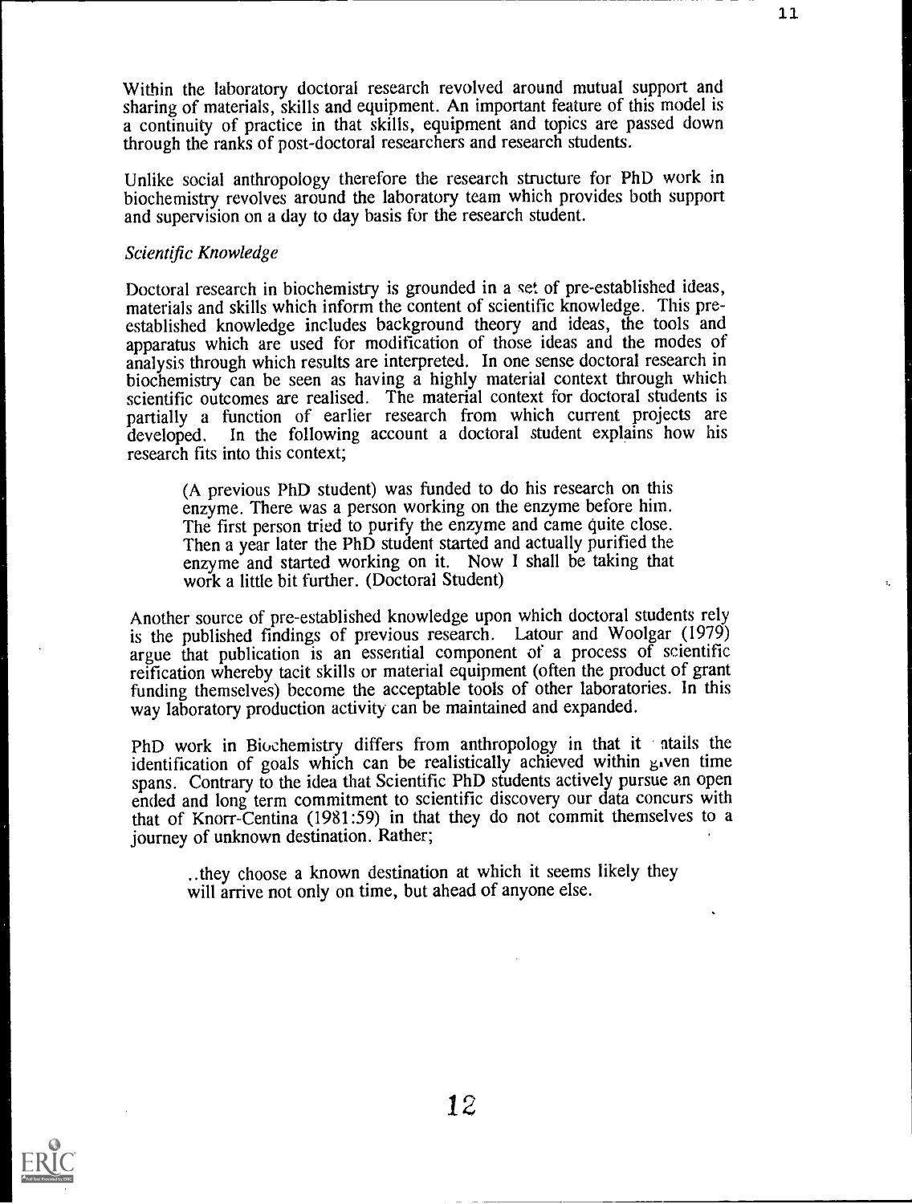Within the laboratory doctoral research revolved around mutual support and sharing of materials, skills and equipment. An important feature of this model is a continuity of practice in that skills, equipment and topics are passed down through the ranks of post-doctoral researchers and research students.

Unlike social anthropology therefore the research structure for PhD work in biochemistry revolves around the laboratory team which provides both support and supervision on a day to day basis for the research student.

*Scientific Knowledge*

Doctoral research in biochemistry is grounded in a set of pre-established ideas, materials and skills which inform the content of scientific knowledge. This pre-established knowledge includes background theory and ideas, the tools and apparatus which are used for modification of those ideas and the modes of analysis through which results are interpreted. In one sense doctoral research in biochemistry can be seen as having a highly material context through which scientific outcomes are realised. The material context for doctoral students is partially a function of earlier research from which current projects are developed. In the following account a doctoral student explains how his research fits into this context;

> (A previous PhD student) was funded to do his research on this enzyme. There was a person working on the enzyme before him. The first person tried to purify the enzyme and came quite close. Then a year later the PhD student started and actually purified the enzyme and started working on it. Now I shall be taking that work a little bit further. (Doctoral Student)

Another source of pre-established knowledge upon which doctoral students rely is the published findings of previous research. Latour and Woolgar (1979) argue that publication is an essential component of a process of scientific reification whereby tacit skills or material equipment (often the product of grant funding themselves) become the acceptable tools of other laboratories. In this way laboratory production activity can be maintained and expanded.

PhD work in Biochemistry differs from anthropology in that it entails the identification of goals which can be realistically achieved within given time spans. Contrary to the idea that Scientific PhD students actively pursue an open ended and long term commitment to scientific discovery our data concurs with that of Knorr-Centina (1981:59) in that they do not commit themselves to a journey of unknown destination. Rather;

> ..they choose a known destination at which it seems likely they will arrive not only on time, but ahead of anyone else.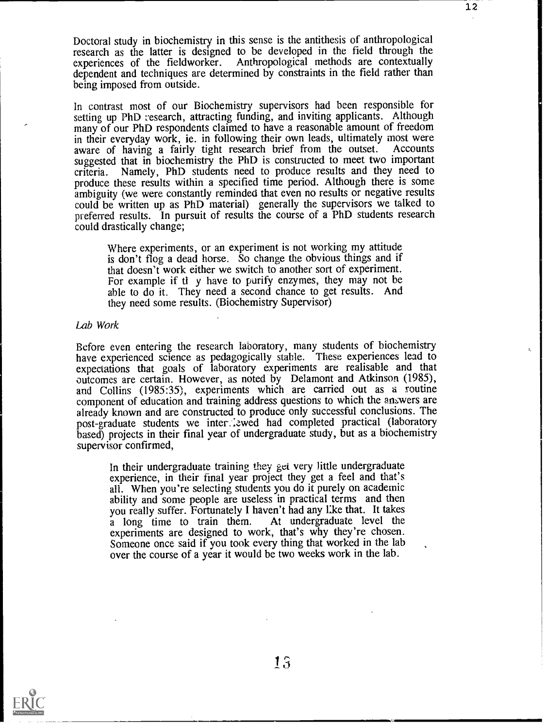Doctoral study in biochemistry in this sense is the antithesis of anthropological research as the latter is designed to be developed in the field through the experiences of the fieldworker. Anthropological methods are contextually dependent and techniques are determined by constraints in the field rather than being imposed from outside.

In contrast most of our Biochemistry supervisors had been responsible for setting up PhD research, attracting funding, and inviting applicants. Although many of our PhD respondents claimed to have a reasonable amount of freedom in their everyday work, ie. in following their own leads, ultimately most were aware of having a fairly tight research brief from the outset. Accounts suggested that in biochemistry the PhD is constructed to meet two important criteria. Namely, PhD students need to produce results and they need to produce these results within a specified time period. Although there is some ambiguity (we were constantly reminded that even no results or negative results could be written up as PhD material) generally the supervisors we talked to preferred results. In pursuit of results the course of a PhD students research could drastically change;

> Where experiments, or an experiment is not working my attitude is don't flog a dead horse. So change the obvious things and if that doesn't work either we switch to another sort of experiment. For example if they have to purify enzymes, they may not be able to do it. They need a second chance to get results. And they need some results. (Biochemistry Supervisor)

*Lab Work*

Before even entering the research laboratory, many students of biochemistry have experienced science as pedagogically stable. These experiences lead to expectations that goals of laboratory experiments are realisable and that outcomes are certain. However, as noted by Delamont and Atkinson (1985), and Collins (1985:35), experiments which are carried out as a routine component of education and training address questions to which the answers are already known and are constructed to produce only successful conclusions. The post-graduate students we interviewed had completed practical (laboratory based) projects in their final year of undergraduate study, but as a biochemistry supervisor confirmed,

> In their undergraduate training they get very little undergraduate experience, in their final year project they get a feel and that's all. When you're selecting students you do it purely on academic ability and some people are useless in practical terms and then you really suffer. Fortunately I haven't had any like that. It takes a long time to train them. At undergraduate level the experiments are designed to work, that's why they're chosen. Someone once said if you took every thing that worked in the lab over the course of a year it would be two weeks work in the lab.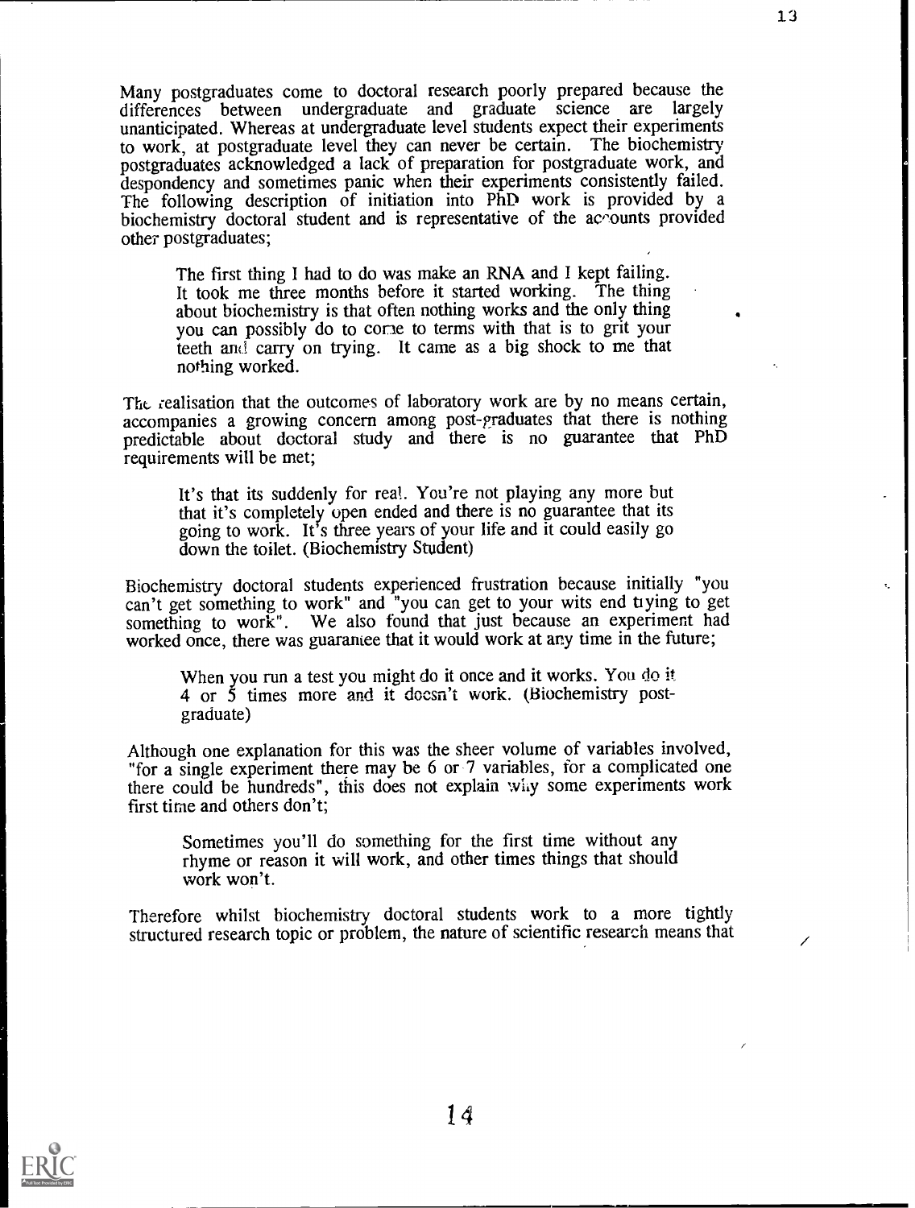Many postgraduates come to doctoral research poorly prepared because the differences between undergraduate and graduate science are largely unanticipated. Whereas at undergraduate level students expect their experiments to work, at postgraduate level they can never be certain. The biochemistry postgraduates acknowledged a lack of preparation for postgraduate work, and despondency and sometimes panic when their experiments consistently failed. The following description of initiation into PhD work is provided by a biochemistry doctoral student and is representative of the accounts provided other postgraduates;

> The first thing I had to do was make an RNA and I kept failing. It took me three months before it started working. The thing about biochemistry is that often nothing works and the only thing you can possibly do to come to terms with that is to grit your teeth and carry on trying. It came as a big shock to me that nothing worked.

The realisation that the outcomes of laboratory work are by no means certain, accompanies a growing concern among post-graduates that there is nothing predictable about doctoral study and there is no guarantee that PhD requirements will be met;

> It's that its suddenly for real. You're not playing any more but that it's completely open ended and there is no guarantee that its going to work. It's three years of your life and it could easily go down the toilet. (Biochemistry Student)

Biochemistry doctoral students experienced frustration because initially "you can't get something to work" and "you can get to your wits end trying to get something to work". We also found that just because an experiment had worked once, there was guarantee that it would work at any time in the future;

> When you run a test you might do it once and it works. You do it 4 or 5 times more and it doesn't work. (Biochemistry post-graduate)

Although one explanation for this was the sheer volume of variables involved, "for a single experiment there may be 6 or 7 variables, for a complicated one there could be hundreds", this does not explain why some experiments work first time and others don't;

> Sometimes you'll do something for the first time without any rhyme or reason it will work, and other times things that should work won't.

Therefore whilst biochemistry doctoral students work to a more tightly structured research topic or problem, the nature of scientific research means that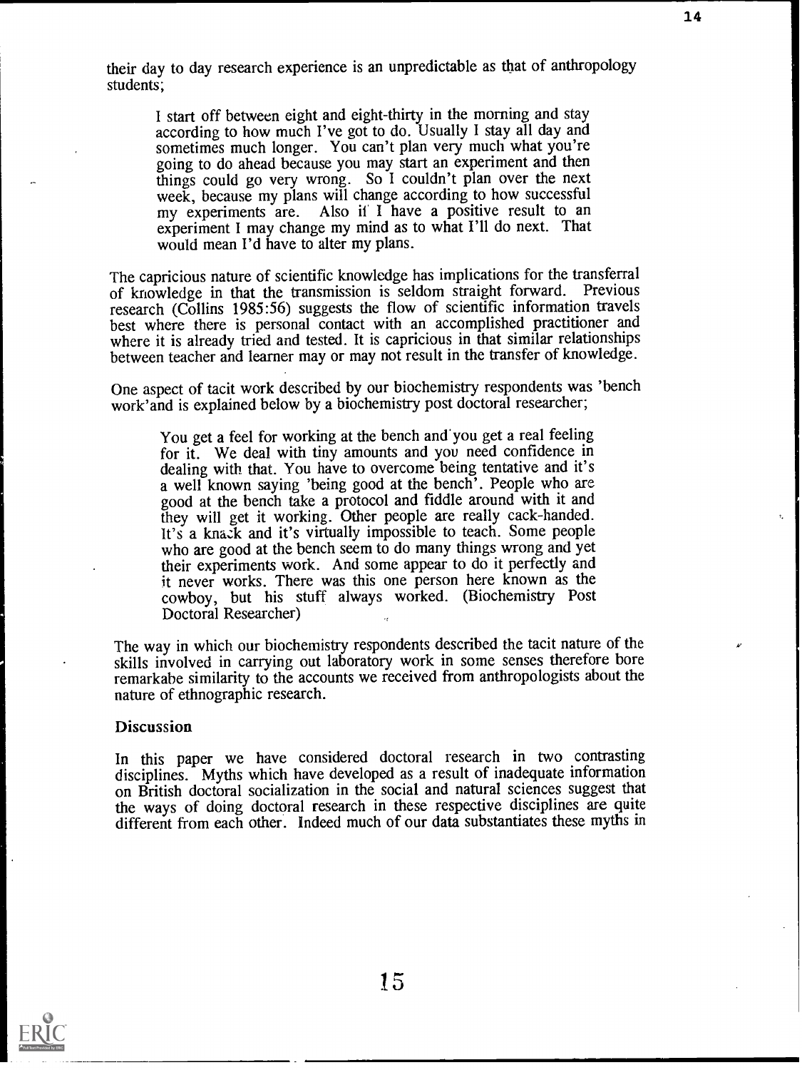their day to day research experience is an unpredictable as that of anthropology students;

> I start off between eight and eight-thirty in the morning and stay according to how much I've got to do. Usually I stay all day and sometimes much longer. You can't plan very much what you're going to do ahead because you may start an experiment and then things could go very wrong. So I couldn't plan over the next week, because my plans will change according to how successful my experiments are. Also if I have a positive result to an experiment I may change my mind as to what I'll do next. That would mean I'd have to alter my plans.

The capricious nature of scientific knowledge has implications for the transferral of knowledge in that the transmission is seldom straight forward. Previous research (Collins 1985:56) suggests the flow of scientific information travels best where there is personal contact with an accomplished practitioner and where it is already tried and tested. It is capricious in that similar relationships between teacher and learner may or may not result in the transfer of knowledge.

One aspect of tacit work described by our biochemistry respondents was 'bench work'and is explained below by a biochemistry post doctoral researcher;

> You get a feel for working at the bench and you get a real feeling for it. We deal with tiny amounts and you need confidence in dealing with that. You have to overcome being tentative and it's a well known saying 'being good at the bench'. People who are good at the bench take a protocol and fiddle around with it and they will get it working. Other people are really cack-handed. It's a knack and it's virtually impossible to teach. Some people who are good at the bench seem to do many things wrong and yet their experiments work. And some appear to do it perfectly and it never works. There was this one person here known as the cowboy, but his stuff always worked. (Biochemistry Post Doctoral Researcher)

The way in which our biochemistry respondents described the tacit nature of the skills involved in carrying out laboratory work in some senses therefore bore remarkabe similarity to the accounts we received from anthropologists about the nature of ethnographic research.

## Discussion

In this paper we have considered doctoral research in two contrasting disciplines. Myths which have developed as a result of inadequate information on British doctoral socialization in the social and natural sciences suggest that the ways of doing doctoral research in these respective disciplines are quite different from each other. Indeed much of our data substantiates these myths in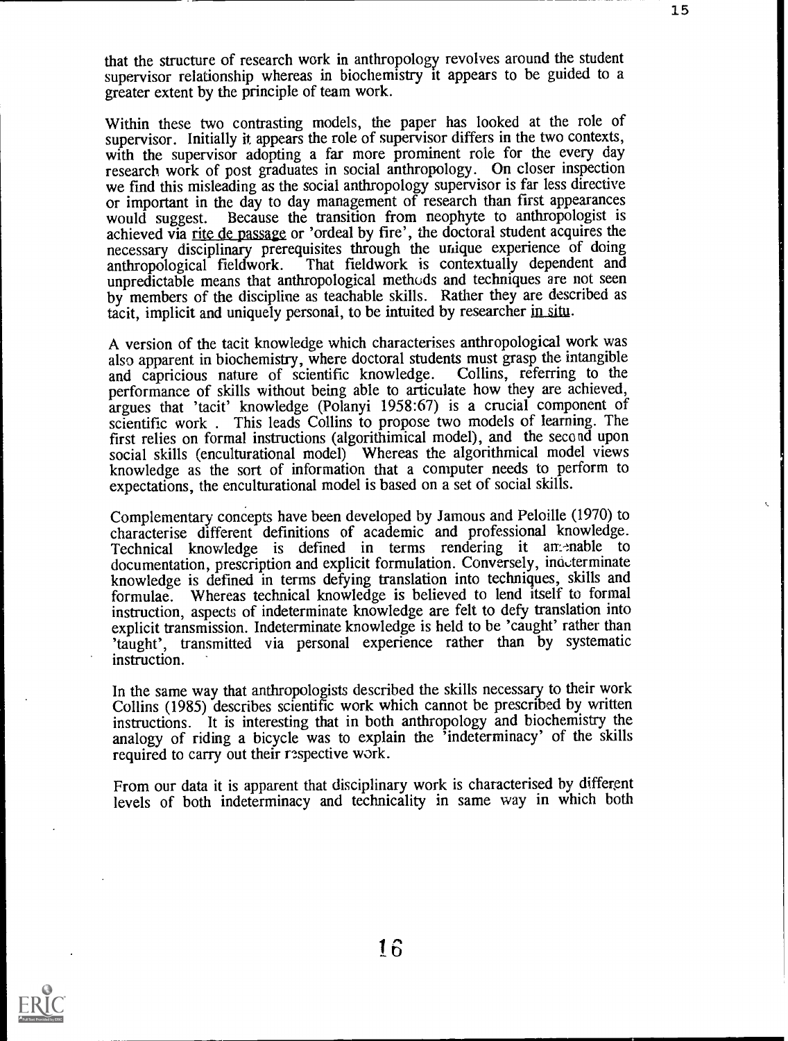that the structure of research work in anthropology revolves around the student supervisor relationship whereas in biochemistry it appears to be guided to a greater extent by the principle of team work.

Within these two contrasting models, the paper has looked at the role of supervisor. Initially it appears the role of supervisor differs in the two contexts, with the supervisor adopting a far more prominent role for the every day research work of post graduates in social anthropology. On closer inspection we find this misleading as the social anthropology supervisor is far less directive or important in the day to day management of research than first appearances would suggest. Because the transition from neophyte to anthropologist is achieved via _rite de passage_ or 'ordeal by fire', the doctoral student acquires the necessary disciplinary prerequisites through the unique experience of doing anthropological fieldwork. That fieldwork is contextually dependent and unpredictable means that anthropological methods and techniques are not seen by members of the discipline as teachable skills. Rather they are described as tacit, implicit and uniquely personal, to be intuited by researcher _in situ_.

A version of the tacit knowledge which characterises anthropological work was also apparent in biochemistry, where doctoral students must grasp the intangible and capricious nature of scientific knowledge. Collins, referring to the performance of skills without being able to articulate how they are achieved, argues that 'tacit' knowledge (Polanyi 1958:67) is a crucial component of scientific work . This leads Collins to propose two models of learning. The first relies on formal instructions (algorithimical model), and the second upon social skills (enculturational model) Whereas the algorithmical model views knowledge as the sort of information that a computer needs to perform to expectations, the enculturational model is based on a set of social skills.

Complementary concepts have been developed by Jamous and Peloille (1970) to characterise different definitions of academic and professional knowledge. Technical knowledge is defined in terms rendering it amenable to documentation, prescription and explicit formulation. Conversely, indeterminate knowledge is defined in terms defying translation into techniques, skills and formulae. Whereas technical knowledge is believed to lend itself to formal instruction, aspects of indeterminate knowledge are felt to defy translation into explicit transmission. Indeterminate knowledge is held to be 'caught' rather than 'taught', transmitted via personal experience rather than by systematic instruction.

In the same way that anthropologists described the skills necessary to their work Collins (1985) describes scientific work which cannot be prescribed by written instructions. It is interesting that in both anthropology and biochemistry the analogy of riding a bicycle was to explain the 'indeterminacy' of the skills required to carry out their respective work.

From our data it is apparent that disciplinary work is characterised by different levels of both indeterminacy and technicality in same way in which both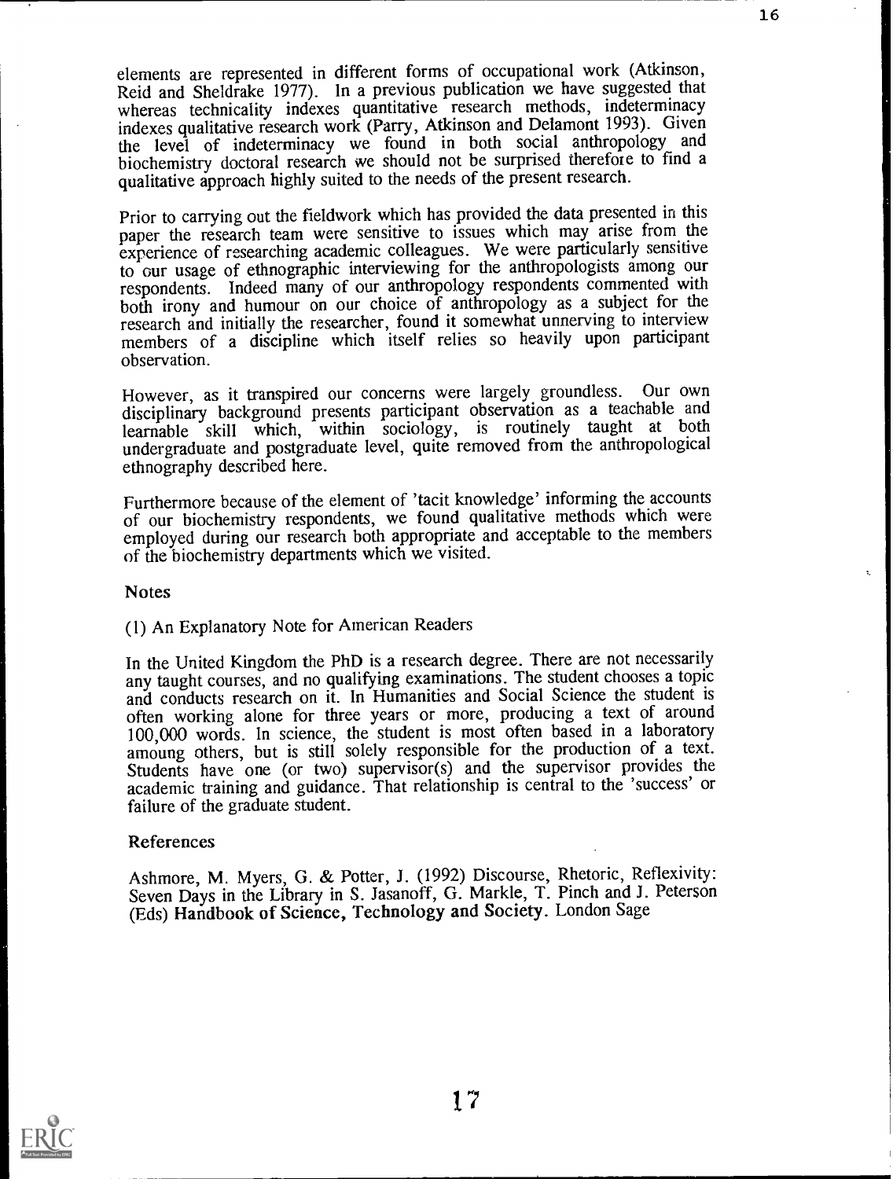elements are represented in different forms of occupational work (Atkinson, Reid and Sheldrake 1977). In a previous publication we have suggested that whereas technicality indexes quantitative research methods, indeterminacy indexes qualitative research work (Parry, Atkinson and Delamont 1993). Given the level of indeterminacy we found in both social anthropology and biochemistry doctoral research we should not be surprised therefore to find a qualitative approach highly suited to the needs of the present research.

Prior to carrying out the fieldwork which has provided the data presented in this paper the research team were sensitive to issues which may arise from the experience of researching academic colleagues. We were particularly sensitive to our usage of ethnographic interviewing for the anthropologists among our respondents. Indeed many of our anthropology respondents commented with both irony and humour on our choice of anthropology as a subject for the research and initially the researcher, found it somewhat unnerving to interview members of a discipline which itself relies so heavily upon participant observation.

However, as it transpired our concerns were largely groundless. Our own disciplinary background presents participant observation as a teachable and learnable skill which, within sociology, is routinely taught at both undergraduate and postgraduate level, quite removed from the anthropological ethnography described here.

Furthermore because of the element of 'tacit knowledge' informing the accounts of our biochemistry respondents, we found qualitative methods which were employed during our research both appropriate and acceptable to the members of the biochemistry departments which we visited.

## Notes

(1) An Explanatory Note for American Readers

In the United Kingdom the PhD is a research degree. There are not necessarily any taught courses, and no qualifying examinations. The student chooses a topic and conducts research on it. In Humanities and Social Science the student is often working alone for three years or more, producing a text of around 100,000 words. In science, the student is most often based in a laboratory amoung others, but is still solely responsible for the production of a text. Students have one (or two) supervisor(s) and the supervisor provides the academic training and guidance. That relationship is central to the 'success' or failure of the graduate student.

## References

Ashmore, M. Myers, G. & Potter, J. (1992) Discourse, Rhetoric, Reflexivity: Seven Days in the Library in S. Jasanoff, G. Markle, T. Pinch and J. Peterson (Eds) **Handbook of Science, Technology and Society**. London Sage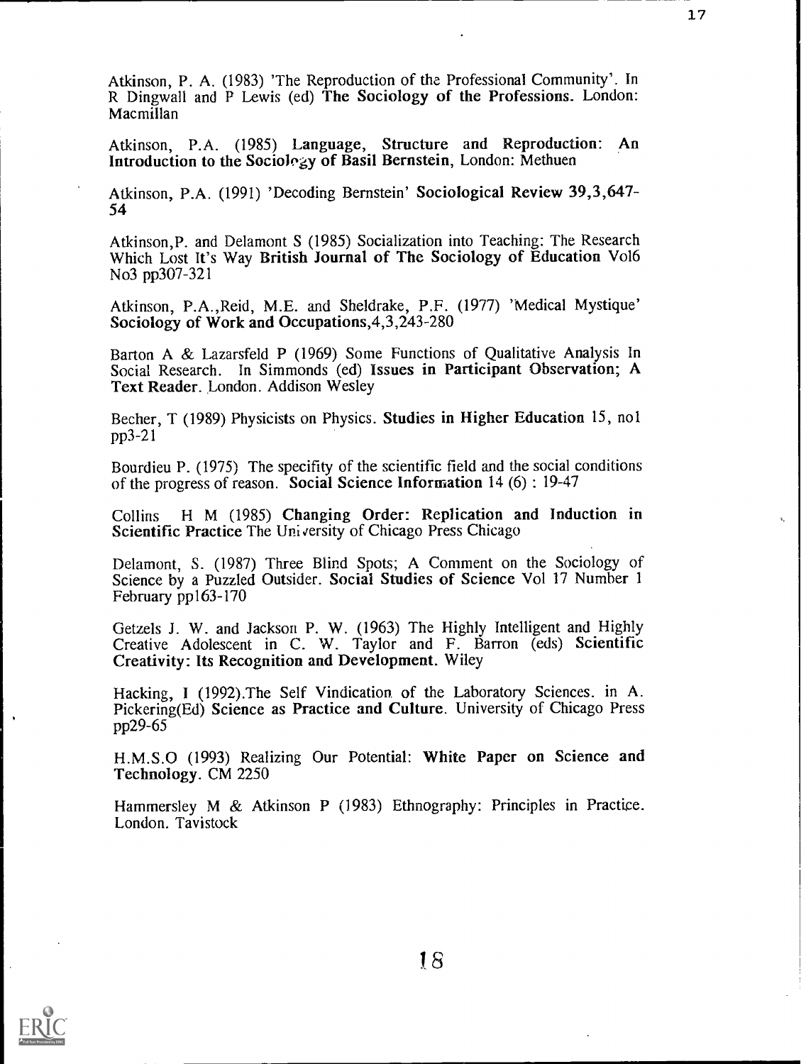Atkinson, P. A. (1983) 'The Reproduction of the Professional Community'. In R Dingwall and P Lewis (ed) **The Sociology of the Professions.** London: Macmillan

Atkinson, P.A. (1985) **Language, Structure and Reproduction: An Introduction to the Sociology of Basil Bernstein**, London: Methuen

Atkinson, P.A. (1991) 'Decoding Bernstein' **Sociological Review 39,3**,647-54

Atkinson,P. and Delamont S (1985) Socialization into Teaching: The Research Which Lost It's Way **British Journal of The Sociology of Education** Vol6 No3 pp307-321

Atkinson, P.A.,Reid, M.E. and Sheldrake, P.F. (1977) 'Medical Mystique' **Sociology of Work and Occupations**,4,3,243-280

Barton A & Lazarsfeld P (1969) Some Functions of Qualitative Analysis In Social Research. In Simmonds (ed) **Issues in Participant Observation; A Text Reader**. London. Addison Wesley

Becher, T (1989) Physicists on Physics. **Studies in Higher Education** 15, no1 pp3-21

Bourdieu P. (1975) The specifity of the scientific field and the social conditions of the progress of reason. **Social Science Information** 14 (6) : 19-47

Collins H M (1985) **Changing Order: Replication and Induction in Scientific Practice** The University of Chicago Press Chicago

Delamont, S. (1987) Three Blind Spots; A Comment on the Sociology of Science by a Puzzled Outsider. **Social Studies of Science** Vol 17 Number 1 February pp163-170

Getzels J. W. and Jackson P. W. (1963) The Highly Intelligent and Highly Creative Adolescent in C. W. Taylor and F. Barron (eds) **Scientific Creativity: Its Recognition and Development.** Wiley

Hacking, I (1992).The Self Vindication of the Laboratory Sciences. in A. Pickering(Ed) **Science as Practice and Culture**. University of Chicago Press pp29-65

H.M.S.O (1993) Realizing Our Potential: **White Paper on Science and Technology**. CM 2250

Hammersley M & Atkinson P (1983) Ethnography: Principles in Practice. London. Tavistock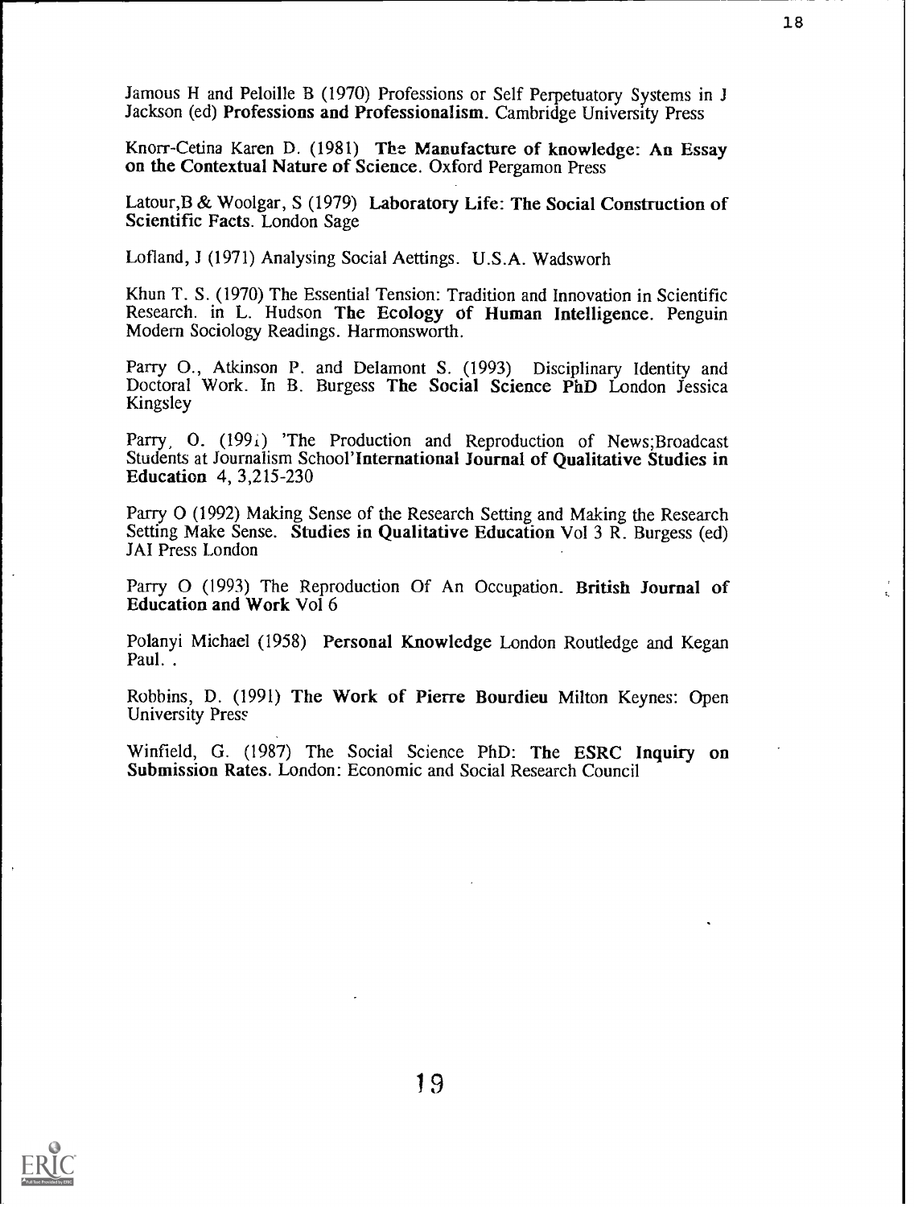Jamous H and Peloille B (1970) Professions or Self Perpetuatory Systems in J Jackson (ed) **Professions and Professionalism.** Cambridge University Press

Knorr-Cetina Karen D. (1981) **The Manufacture of knowledge: An Essay on the Contextual Nature of Science.** Oxford Pergamon Press

Latour,B & Woolgar, S (1979) **Laboratory Life: The Social Construction of Scientific Facts.** London Sage

Lofland, J (1971) Analysing Social Aettings. U.S.A. Wadsworh

Khun T. S. (1970) The Essential Tension: Tradition and Innovation in Scientific Research. in L. Hudson **The Ecology of Human Intelligence.** Penguin Modern Sociology Readings. Harmonsworth.

Parry O., Atkinson P. and Delamont S. (1993) Disciplinary Identity and Doctoral Work. In B. Burgess **The Social Science PhD** London Jessica Kingsley

Parry, O. (1991) 'The Production and Reproduction of News;Broadcast Students at Journalism School'**International Journal of Qualitative Studies in Education** 4, 3,215-230

Parry O (1992) Making Sense of the Research Setting and Making the Research Setting Make Sense. **Studies in Qualitative Education** Vol 3 R. Burgess (ed) JAI Press London

Parry O (1993) The Reproduction Of An Occupation. **British Journal of Education and Work** Vol 6

Polanyi Michael (1958) **Personal Knowledge** London Routledge and Kegan Paul. .

Robbins, D. (1991) **The Work of Pierre Bourdieu** Milton Keynes: Open University Press

Winfield, G. (1987) The Social Science PhD: **The ESRC Inquiry on Submission Rates.** London: Economic and Social Research Council